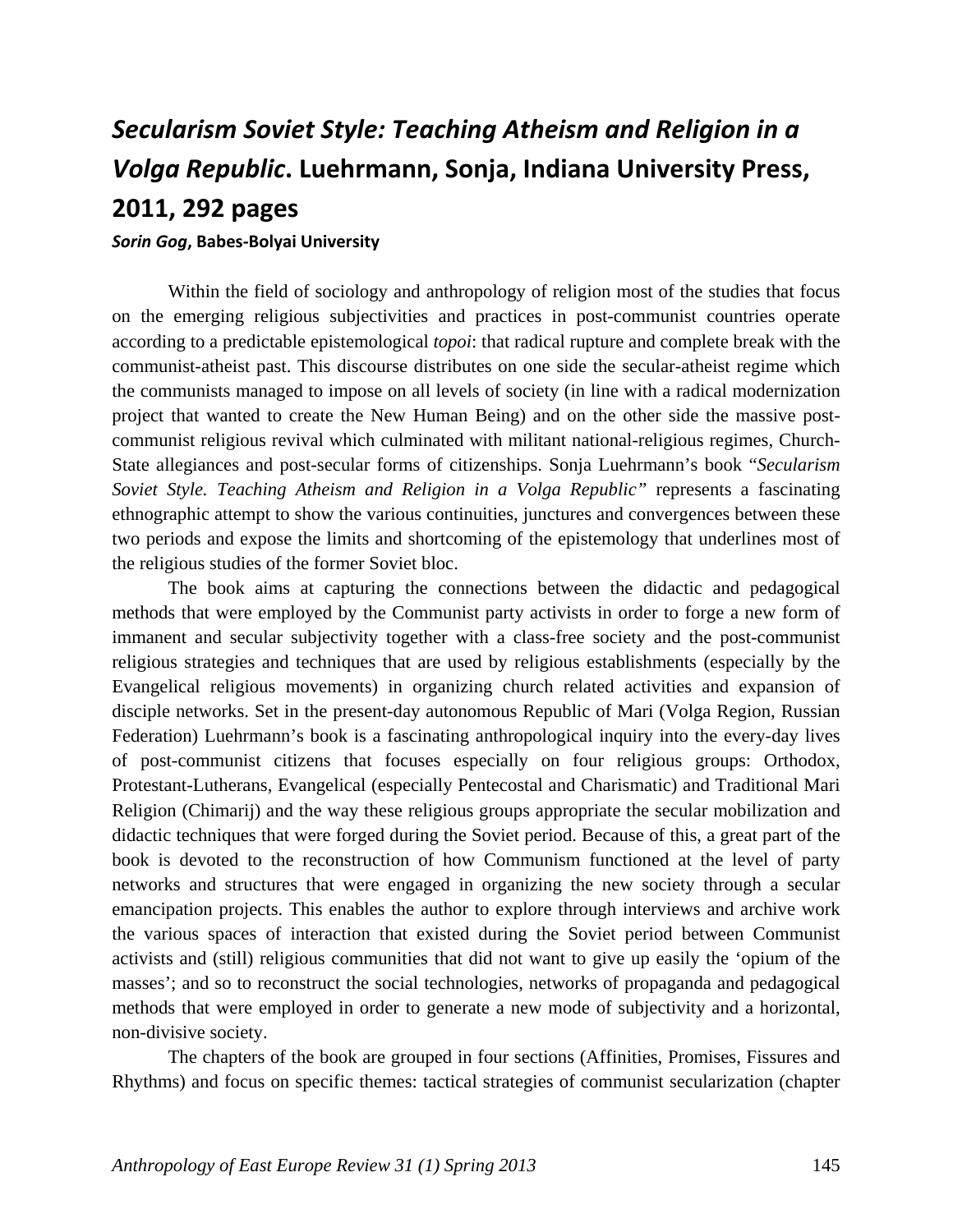# *Secularism Soviet Style: Teaching Atheism and Religion in a Volga Republic*. Luehrmann, Sonja, Indiana University Press, 2011, 292 pages

***Sorin Gog*, Babes-Bolyai University**

Within the field of sociology and anthropology of religion most of the studies that focus on the emerging religious subjectivities and practices in post-communist countries operate according to a predictable epistemological *topoi*: that radical rupture and complete break with the communist-atheist past. This discourse distributes on one side the secular-atheist regime which the communists managed to impose on all levels of society (in line with a radical modernization project that wanted to create the New Human Being) and on the other side the massive post-communist religious revival which culminated with militant national-religious regimes, Church-State allegiances and post-secular forms of citizenships. Sonja Luehrmann's book "*Secularism Soviet Style. Teaching Atheism and Religion in a Volga Republic*" represents a fascinating ethnographic attempt to show the various continuities, junctures and convergences between these two periods and expose the limits and shortcoming of the epistemology that underlines most of the religious studies of the former Soviet bloc.

The book aims at capturing the connections between the didactic and pedagogical methods that were employed by the Communist party activists in order to forge a new form of immanent and secular subjectivity together with a class-free society and the post-communist religious strategies and techniques that are used by religious establishments (especially by the Evangelical religious movements) in organizing church related activities and expansion of disciple networks. Set in the present-day autonomous Republic of Mari (Volga Region, Russian Federation) Luehrmann's book is a fascinating anthropological inquiry into the every-day lives of post-communist citizens that focuses especially on four religious groups: Orthodox, Protestant-Lutherans, Evangelical (especially Pentecostal and Charismatic) and Traditional Mari Religion (Chimarij) and the way these religious groups appropriate the secular mobilization and didactic techniques that were forged during the Soviet period. Because of this, a great part of the book is devoted to the reconstruction of how Communism functioned at the level of party networks and structures that were engaged in organizing the new society through a secular emancipation projects. This enables the author to explore through interviews and archive work the various spaces of interaction that existed during the Soviet period between Communist activists and (still) religious communities that did not want to give up easily the 'opium of the masses'; and so to reconstruct the social technologies, networks of propaganda and pedagogical methods that were employed in order to generate a new mode of subjectivity and a horizontal, non-divisive society.

The chapters of the book are grouped in four sections (Affinities, Promises, Fissures and Rhythms) and focus on specific themes: tactical strategies of communist secularization (chapter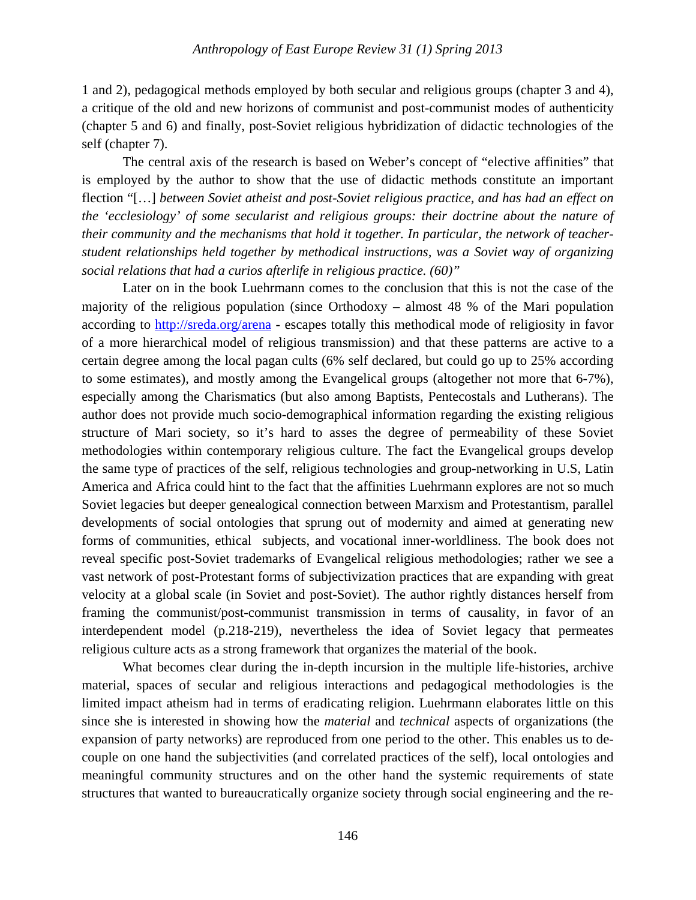1 and 2), pedagogical methods employed by both secular and religious groups (chapter 3 and 4), a critique of the old and new horizons of communist and post-communist modes of authenticity (chapter 5 and 6) and finally, post-Soviet religious hybridization of didactic technologies of the self (chapter 7).

The central axis of the research is based on Weber's concept of "elective affinities" that is employed by the author to show that the use of didactic methods constitute an important flection "[…] *between Soviet atheist and post-Soviet religious practice, and has had an effect on the 'ecclesiology' of some secularist and religious groups: their doctrine about the nature of their community and the mechanisms that hold it together. In particular, the network of teacher-student relationships held together by methodical instructions, was a Soviet way of organizing social relations that had a curios afterlife in religious practice. (60)"*

Later on in the book Luehrmann comes to the conclusion that this is not the case of the majority of the religious population (since Orthodoxy – almost 48 % of the Mari population according to http://sreda.org/arena - escapes totally this methodical mode of religiosity in favor of a more hierarchical model of religious transmission) and that these patterns are active to a certain degree among the local pagan cults (6% self declared, but could go up to 25% according to some estimates), and mostly among the Evangelical groups (altogether not more that 6-7%), especially among the Charismatics (but also among Baptists, Pentecostals and Lutherans). The author does not provide much socio-demographical information regarding the existing religious structure of Mari society, so it's hard to asses the degree of permeability of these Soviet methodologies within contemporary religious culture. The fact the Evangelical groups develop the same type of practices of the self, religious technologies and group-networking in U.S, Latin America and Africa could hint to the fact that the affinities Luehrmann explores are not so much Soviet legacies but deeper genealogical connection between Marxism and Protestantism, parallel developments of social ontologies that sprung out of modernity and aimed at generating new forms of communities, ethical subjects, and vocational inner-worldliness. The book does not reveal specific post-Soviet trademarks of Evangelical religious methodologies; rather we see a vast network of post-Protestant forms of subjectivization practices that are expanding with great velocity at a global scale (in Soviet and post-Soviet). The author rightly distances herself from framing the communist/post-communist transmission in terms of causality, in favor of an interdependent model (p.218-219), nevertheless the idea of Soviet legacy that permeates religious culture acts as a strong framework that organizes the material of the book.

What becomes clear during the in-depth incursion in the multiple life-histories, archive material, spaces of secular and religious interactions and pedagogical methodologies is the limited impact atheism had in terms of eradicating religion. Luehrmann elaborates little on this since she is interested in showing how the *material* and *technical* aspects of organizations (the expansion of party networks) are reproduced from one period to the other. This enables us to de-couple on one hand the subjectivities (and correlated practices of the self), local ontologies and meaningful community structures and on the other hand the systemic requirements of state structures that wanted to bureaucratically organize society through social engineering and the re-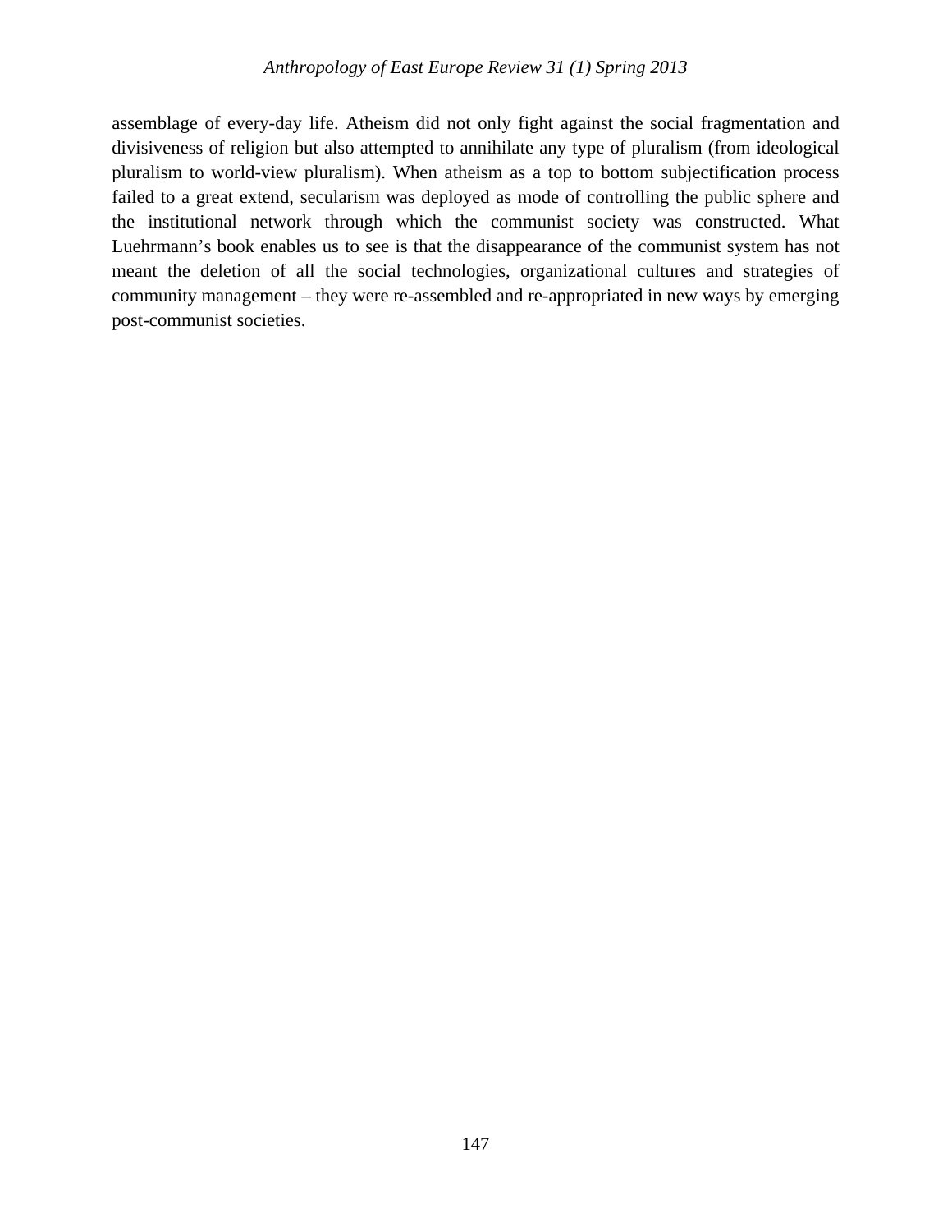assemblage of every-day life. Atheism did not only fight against the social fragmentation and divisiveness of religion but also attempted to annihilate any type of pluralism (from ideological pluralism to world-view pluralism). When atheism as a top to bottom subjectification process failed to a great extend, secularism was deployed as mode of controlling the public sphere and the institutional network through which the communist society was constructed. What Luehrmann's book enables us to see is that the disappearance of the communist system has not meant the deletion of all the social technologies, organizational cultures and strategies of community management – they were re-assembled and re-appropriated in new ways by emerging post-communist societies.